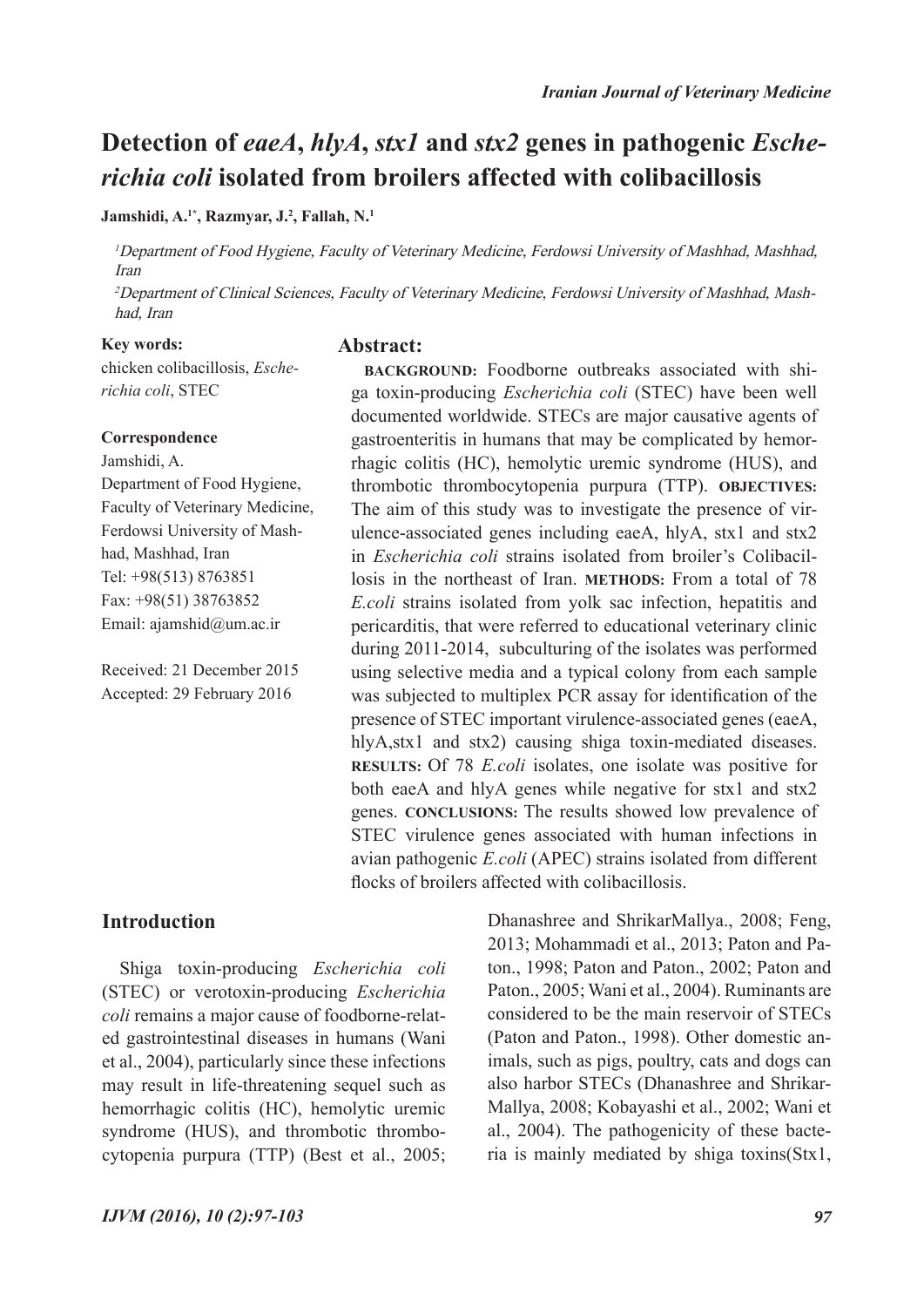# Detection of *eaeA*, *hlyA*, *stx1* and *stx2* genes in pathogenic *Escherichia coli* isolated from broilers affected with colibacillosis

**Jamshidi, A.[1*], Razmyar, J.[2], Fallah, N.[1]**

*[1]Department of Food Hygiene, Faculty of Veterinary Medicine, Ferdowsi University of Mashhad, Mashhad, Iran*

*[2]Department of Clinical Sciences, Faculty of Veterinary Medicine, Ferdowsi University of Mashhad, Mashhad, Iran*

**Key words:**
chicken colibacillosis, *Escherichia coli*, STEC

**Correspondence**
Jamshidi, A.
Department of Food Hygiene, Faculty of Veterinary Medicine, Ferdowsi University of Mashhad, Mashhad, Iran
Tel: +98(513) 8763851
Fax: +98(51) 38763852
Email: ajamshid@um.ac.ir

Received: 21 December 2015
Accepted: 29 February 2016

## Abstract:

**BACKGROUND:** Foodborne outbreaks associated with shiga toxin-producing *Escherichia coli* (STEC) have been well documented worldwide. STECs are major causative agents of gastroenteritis in humans that may be complicated by hemorrhagic colitis (HC), hemolytic uremic syndrome (HUS), and thrombotic thrombocytopenia purpura (TTP). **OBJECTIVES:** The aim of this study was to investigate the presence of virulence-associated genes including eaeA, hlyA, stx1 and stx2 in *Escherichia coli* strains isolated from broiler's Colibacillosis in the northeast of Iran. **METHODS:** From a total of 78 *E.coli* strains isolated from yolk sac infection, hepatitis and pericarditis, that were referred to educational veterinary clinic during 2011-2014, subculturing of the isolates was performed using selective media and a typical colony from each sample was subjected to multiplex PCR assay for identification of the presence of STEC important virulence-associated genes (eaeA, hlyA,stx1 and stx2) causing shiga toxin-mediated diseases. **RESULTS:** Of 78 *E.coli* isolates, one isolate was positive for both eaeA and hlyA genes while negative for stx1 and stx2 genes. **CONCLUSIONS:** The results showed low prevalence of STEC virulence genes associated with human infections in avian pathogenic *E.coli* (APEC) strains isolated from different flocks of broilers affected with colibacillosis.

## Introduction

Shiga toxin-producing *Escherichia coli* (STEC) or verotoxin-producing *Escherichia coli* remains a major cause of foodborne-related gastrointestinal diseases in humans (Wani et al., 2004), particularly since these infections may result in life-threatening sequel such as hemorrhagic colitis (HC), hemolytic uremic syndrome (HUS), and thrombotic thrombocytopenia purpura (TTP) (Best et al., 2005; Dhanashree and ShrikarMallya., 2008; Feng, 2013; Mohammadi et al., 2013; Paton and Paton., 1998; Paton and Paton., 2002; Paton and Paton., 2005; Wani et al., 2004). Ruminants are considered to be the main reservoir of STECs (Paton and Paton., 1998). Other domestic animals, such as pigs, poultry, cats and dogs can also harbor STECs (Dhanashree and Shrikar-Mallya, 2008; Kobayashi et al., 2002; Wani et al., 2004). The pathogenicity of these bacteria is mainly mediated by shiga toxins(Stx1,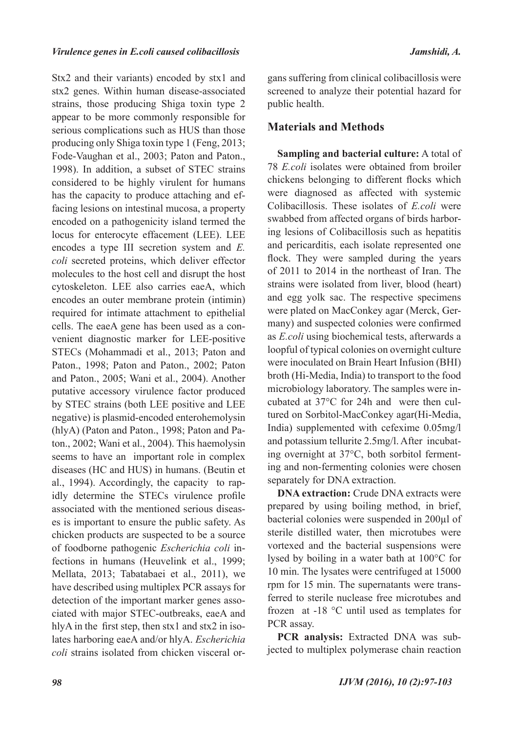Stx2 and their variants) encoded by stx1 and stx2 genes. Within human disease-associated strains, those producing Shiga toxin type 2 appear to be more commonly responsible for serious complications such as HUS than those producing only Shiga toxin type 1 (Feng, 2013; Fode-Vaughan et al., 2003; Paton and Paton., 1998). In addition, a subset of STEC strains considered to be highly virulent for humans has the capacity to produce attaching and effacing lesions on intestinal mucosa, a property encoded on a pathogenicity island termed the locus for enterocyte effacement (LEE). LEE encodes a type III secretion system and *E. coli* secreted proteins, which deliver effector molecules to the host cell and disrupt the host cytoskeleton. LEE also carries eaeA, which encodes an outer membrane protein (intimin) required for intimate attachment to epithelial cells. The eaeA gene has been used as a convenient diagnostic marker for LEE-positive STECs (Mohammadi et al., 2013; Paton and Paton., 1998; Paton and Paton., 2002; Paton and Paton., 2005; Wani et al., 2004). Another putative accessory virulence factor produced by STEC strains (both LEE positive and LEE negative) is plasmid-encoded enterohemolysin (hlyA) (Paton and Paton., 1998; Paton and Paton., 2002; Wani et al., 2004). This haemolysin seems to have an important role in complex diseases (HC and HUS) in humans. (Beutin et al., 1994). Accordingly, the capacity to rapidly determine the STECs virulence profile associated with the mentioned serious diseases is important to ensure the public safety. As chicken products are suspected to be a source of foodborne pathogenic *Escherichia coli* infections in humans (Heuvelink et al., 1999; Mellata, 2013; Tabatabaei et al., 2011), we have described using multiplex PCR assays for detection of the important marker genes associated with major STEC-outbreaks, eaeA and hlyA in the first step, then stx1 and stx2 in isolates harboring eaeA and/or hlyA. *Escherichia coli* strains isolated from chicken visceral organs suffering from clinical colibacillosis were screened to analyze their potential hazard for public health.

## Materials and Methods

**Sampling and bacterial culture:** A total of 78 *E.coli* isolates were obtained from broiler chickens belonging to different flocks which were diagnosed as affected with systemic Colibacillosis. These isolates of *E.coli* were swabbed from affected organs of birds harboring lesions of Colibacillosis such as hepatitis and pericarditis, each isolate represented one flock. They were sampled during the years of 2011 to 2014 in the northeast of Iran. The strains were isolated from liver, blood (heart) and egg yolk sac. The respective specimens were plated on MacConkey agar (Merck, Germany) and suspected colonies were confirmed as *E.coli* using biochemical tests, afterwards a loopful of typical colonies on overnight culture were inoculated on Brain Heart Infusion (BHI) broth (Hi-Media, India) to transport to the food microbiology laboratory. The samples were incubated at 37°C for 24h and were then cultured on Sorbitol-MacConkey agar(Hi-Media, India) supplemented with cefexime 0.05mg/l and potassium tellurite 2.5mg/l. After incubating overnight at 37°C, both sorbitol fermenting and non-fermenting colonies were chosen separately for DNA extraction.

**DNA extraction:** Crude DNA extracts were prepared by using boiling method, in brief, bacterial colonies were suspended in 200μl of sterile distilled water, then microtubes were vortexed and the bacterial suspensions were lysed by boiling in a water bath at 100°C for 10 min. The lysates were centrifuged at 15000 rpm for 15 min. The supernatants were transferred to sterile nuclease free microtubes and frozen at -18 °C until used as templates for PCR assay.

**PCR analysis:** Extracted DNA was subjected to multiplex polymerase chain reaction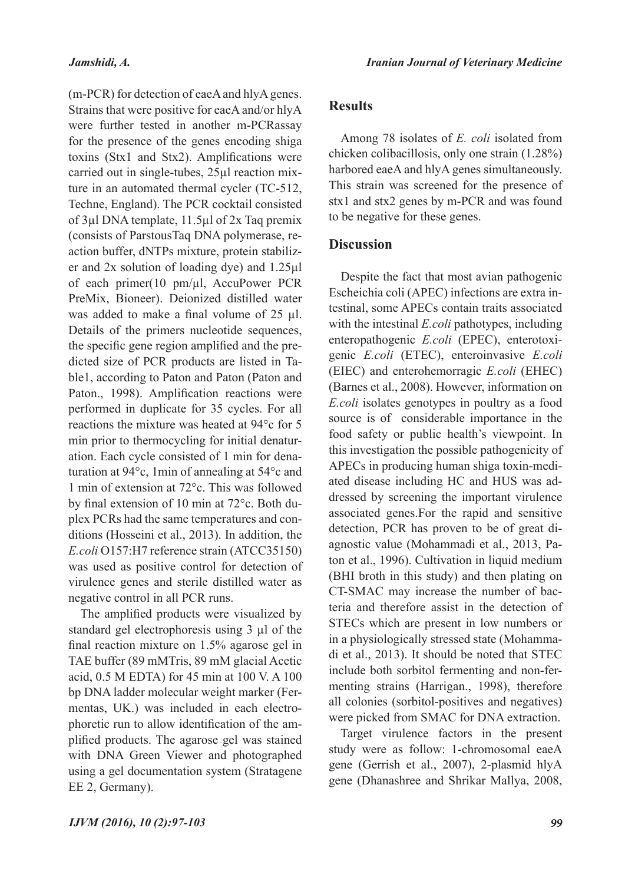(m-PCR) for detection of eaeA and hlyA genes. Strains that were positive for eaeA and/or hlyA were further tested in another m-PCRassay for the presence of the genes encoding shiga toxins (Stx1 and Stx2). Amplifications were carried out in single-tubes, 25µl reaction mixture in an automated thermal cycler (TC-512, Techne, England). The PCR cocktail consisted of 3µl DNA template, 11.5µl of 2x Taq premix (consists of ParstousTaq DNA polymerase, reaction buffer, dNTPs mixture, protein stabilizer and 2x solution of loading dye) and 1.25µl of each primer(10 pm/µl, AccuPower PCR PreMix, Bioneer). Deionized distilled water was added to make a final volume of 25 µl. Details of the primers nucleotide sequences, the specific gene region amplified and the predicted size of PCR products are listed in Table1, according to Paton and Paton (Paton and Paton., 1998). Amplification reactions were performed in duplicate for 35 cycles. For all reactions the mixture was heated at 94°c for 5 min prior to thermocycling for initial denaturation. Each cycle consisted of 1 min for denaturation at 94°c, 1min of annealing at 54°c and 1 min of extension at 72°c. This was followed by final extension of 10 min at 72°c. Both duplex PCRs had the same temperatures and conditions (Hosseini et al., 2013). In addition, the *E.coli* O157:H7 reference strain (ATCC35150) was used as positive control for detection of virulence genes and sterile distilled water as negative control in all PCR runs.

The amplified products were visualized by standard gel electrophoresis using 3 µl of the final reaction mixture on 1.5% agarose gel in TAE buffer (89 mMTris, 89 mM glacial Acetic acid, 0.5 M EDTA) for 45 min at 100 V. A 100 bp DNA ladder molecular weight marker (Fermentas, UK.) was included in each electrophoretic run to allow identification of the amplified products. The agarose gel was stained with DNA Green Viewer and photographed using a gel documentation system (Stratagene EE 2, Germany).

## Results

Among 78 isolates of *E. coli* isolated from chicken colibacillosis, only one strain (1.28%) harbored eaeA and hlyA genes simultaneously. This strain was screened for the presence of stx1 and stx2 genes by m-PCR and was found to be negative for these genes.

## Discussion

Despite the fact that most avian pathogenic Escheichia coli (APEC) infections are extra intestinal, some APECs contain traits associated with the intestinal *E.coli* pathotypes, including enteropathogenic *E.coli* (EPEC), enterotoxigenic *E.coli* (ETEC), enteroinvasive *E.coli* (EIEC) and enterohemorragic *E.coli* (EHEC) (Barnes et al., 2008). However, information on *E.coli* isolates genotypes in poultry as a food source is of considerable importance in the food safety or public health's viewpoint. In this investigation the possible pathogenicity of APECs in producing human shiga toxin-mediated disease including HC and HUS was addressed by screening the important virulence associated genes.For the rapid and sensitive detection, PCR has proven to be of great diagnostic value (Mohammadi et al., 2013, Paton et al., 1996). Cultivation in liquid medium (BHI broth in this study) and then plating on CT-SMAC may increase the number of bacteria and therefore assist in the detection of STECs which are present in low numbers or in a physiologically stressed state (Mohammadi et al., 2013). It should be noted that STEC include both sorbitol fermenting and non-fermenting strains (Harrigan., 1998), therefore all colonies (sorbitol-positives and negatives) were picked from SMAC for DNA extraction.

Target virulence factors in the present study were as follow: 1-chromosomal eaeA gene (Gerrish et al., 2007), 2-plasmid hlyA gene (Dhanashree and Shrikar Mallya, 2008,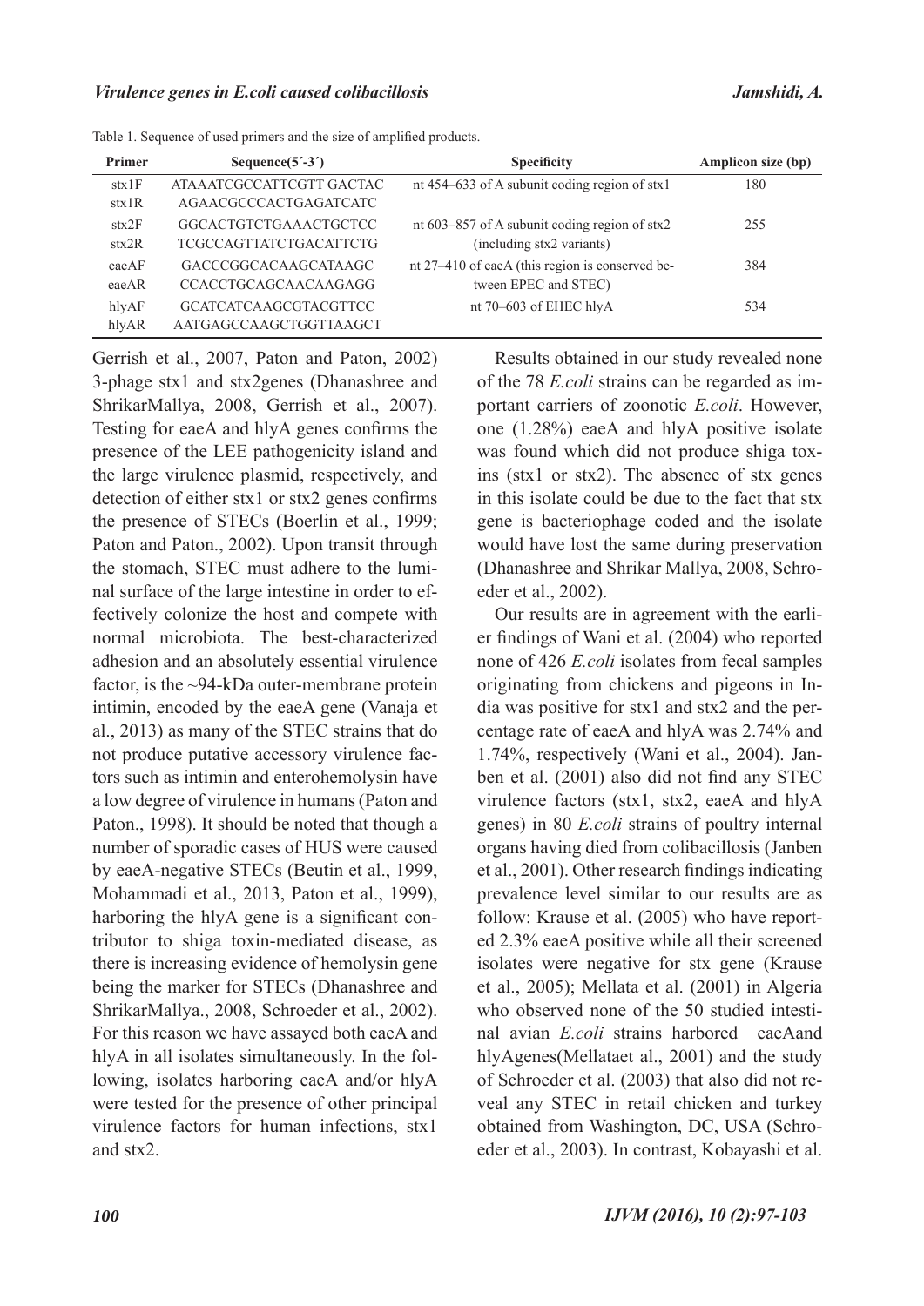Table 1. Sequence of used primers and the size of amplified products.

| Primer | Sequence(5´-3´) | Specificity | Amplicon size (bp) |
|---|---|---|---|
| stx1F<br>stx1R | ATAAATCGCCATTCGTT GACTAC<br>AGAACGCCCACTGAGATCATC | nt 454–633 of A subunit coding region of stx1 | 180 |
| stx2F<br>stx2R | GGCACTGTCTGAAACTGCTCC<br>TCGCCAGTTATCTGACATTCTG | nt 603–857 of A subunit coding region of stx2 (including stx2 variants) | 255 |
| eaeAF<br>eaeAR | GACCCGGCACAAGCATAAGC<br>CCACCTGCAGCAACAAGAGG | nt 27–410 of eaeA (this region is conserved between EPEC and STEC) | 384 |
| hlyAF<br>hlyAR | GCATCATCAAGCGTACGTTCC<br>AATGAGCCAAGCTGGTTAAGCT | nt 70–603 of EHEC hlyA | 534 |

Gerrish et al., 2007, Paton and Paton, 2002) 3-phage stx1 and stx2genes (Dhanashree and ShrikarMallya, 2008, Gerrish et al., 2007). Testing for eaeA and hlyA genes confirms the presence of the LEE pathogenicity island and the large virulence plasmid, respectively, and detection of either stx1 or stx2 genes confirms the presence of STECs (Boerlin et al., 1999; Paton and Paton., 2002). Upon transit through the stomach, STEC must adhere to the luminal surface of the large intestine in order to effectively colonize the host and compete with normal microbiota. The best-characterized adhesion and an absolutely essential virulence factor, is the ~94-kDa outer-membrane protein intimin, encoded by the eaeA gene (Vanaja et al., 2013) as many of the STEC strains that do not produce putative accessory virulence factors such as intimin and enterohemolysin have a low degree of virulence in humans (Paton and Paton., 1998). It should be noted that though a number of sporadic cases of HUS were caused by eaeA-negative STECs (Beutin et al., 1999, Mohammadi et al., 2013, Paton et al., 1999), harboring the hlyA gene is a significant contributor to shiga toxin-mediated disease, as there is increasing evidence of hemolysin gene being the marker for STECs (Dhanashree and ShrikarMallya., 2008, Schroeder et al., 2002). For this reason we have assayed both eaeA and hlyA in all isolates simultaneously. In the following, isolates harboring eaeA and/or hlyA were tested for the presence of other principal virulence factors for human infections, stx1 and stx2.

Results obtained in our study revealed none of the 78 *E.coli* strains can be regarded as important carriers of zoonotic *E.coli*. However, one (1.28%) eaeA and hlyA positive isolate was found which did not produce shiga toxins (stx1 or stx2). The absence of stx genes in this isolate could be due to the fact that stx gene is bacteriophage coded and the isolate would have lost the same during preservation (Dhanashree and Shrikar Mallya, 2008, Schroeder et al., 2002).

Our results are in agreement with the earlier findings of Wani et al. (2004) who reported none of 426 *E.coli* isolates from fecal samples originating from chickens and pigeons in India was positive for stx1 and stx2 and the percentage rate of eaeA and hlyA was 2.74% and 1.74%, respectively (Wani et al., 2004). Janben et al. (2001) also did not find any STEC virulence factors (stx1, stx2, eaeA and hlyA genes) in 80 *E.coli* strains of poultry internal organs having died from colibacillosis (Janben et al., 2001). Other research findings indicating prevalence level similar to our results are as follow: Krause et al. (2005) who have reported 2.3% eaeA positive while all their screened isolates were negative for stx gene (Krause et al., 2005); Mellata et al. (2001) in Algeria who observed none of the 50 studied intestinal avian *E.coli* strains harbored eaeAand hlyAgenes(Mellataet al., 2001) and the study of Schroeder et al. (2003) that also did not reveal any STEC in retail chicken and turkey obtained from Washington, DC, USA (Schroeder et al., 2003). In contrast, Kobayashi et al.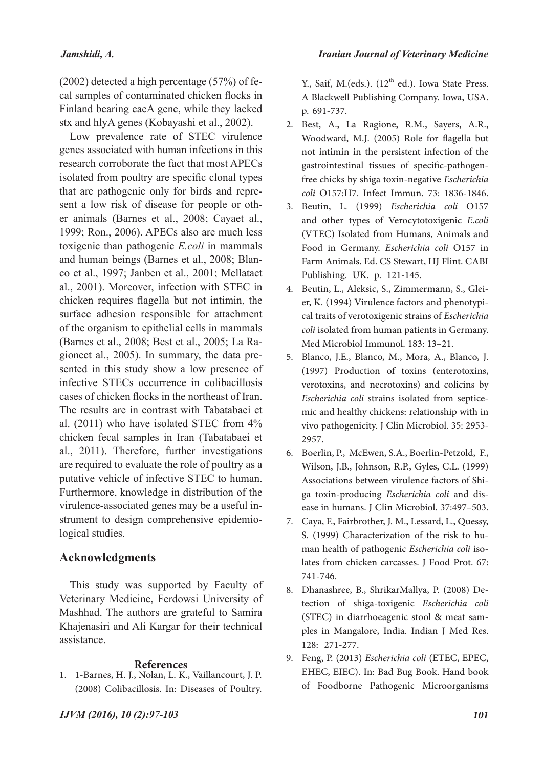(2002) detected a high percentage (57%) of fecal samples of contaminated chicken flocks in Finland bearing eaeA gene, while they lacked stx and hlyA genes (Kobayashi et al., 2002).

Low prevalence rate of STEC virulence genes associated with human infections in this research corroborate the fact that most APECs isolated from poultry are specific clonal types that are pathogenic only for birds and represent a low risk of disease for people or other animals (Barnes et al., 2008; Cayaet al., 1999; Ron., 2006). APECs also are much less toxigenic than pathogenic *E.coli* in mammals and human beings (Barnes et al., 2008; Blanco et al., 1997; Janben et al., 2001; Mellataet al., 2001). Moreover, infection with STEC in chicken requires flagella but not intimin, the surface adhesion responsible for attachment of the organism to epithelial cells in mammals (Barnes et al., 2008; Best et al., 2005; La Ragioneet al., 2005). In summary, the data presented in this study show a low presence of infective STECs occurrence in colibacillosis cases of chicken flocks in the northeast of Iran. The results are in contrast with Tabatabaei et al. (2011) who have isolated STEC from 4% chicken fecal samples in Iran (Tabatabaei et al., 2011). Therefore, further investigations are required to evaluate the role of poultry as a putative vehicle of infective STEC to human. Furthermore, knowledge in distribution of the virulence-associated genes may be a useful instrument to design comprehensive epidemiological studies.

## Acknowledgments

This study was supported by Faculty of Veterinary Medicine, Ferdowsi University of Mashhad. The authors are grateful to Samira Khajenasiri and Ali Kargar for their technical assistance.

## References

1. 1-Barnes, H. J., Nolan, L. K., Vaillancourt, J. P. (2008) Colibacillosis. In: Diseases of Poultry. Y., Saif, M.(eds.). (12th ed.). Iowa State Press. A Blackwell Publishing Company. Iowa, USA. p. 691-737.
2. Best, A., La Ragione, R.M., Sayers, A.R., Woodward, M.J. (2005) Role for flagella but not intimin in the persistent infection of the gastrointestinal tissues of specific-pathogen-free chicks by shiga toxin-negative *Escherichia coli* O157:H7. Infect Immun. 73: 1836-1846.
3. Beutin, L. (1999) *Escherichia coli* O157 and other types of Verocytotoxigenic *E.coli* (VTEC) Isolated from Humans, Animals and Food in Germany. *Escherichia coli* O157 in Farm Animals. Ed. CS Stewart, HJ Flint. CABI Publishing. UK. p. 121-145.
4. Beutin, L., Aleksic, S., Zimmermann, S., Gleier, K. (1994) Virulence factors and phenotypical traits of verotoxigenic strains of *Escherichia coli* isolated from human patients in Germany. Med Microbiol Immunol. 183: 13–21.
5. Blanco, J.E., Blanco, M., Mora, A., Blanco, J. (1997) Production of toxins (enterotoxins, verotoxins, and necrotoxins) and colicins by *Escherichia coli* strains isolated from septicemic and healthy chickens: relationship with in vivo pathogenicity. J Clin Microbiol. 35: 2953-2957.
6. Boerlin, P., McEwen, S.A., Boerlin-Petzold, F., Wilson, J.B., Johnson, R.P., Gyles, C.L. (1999) Associations between virulence factors of Shiga toxin-producing *Escherichia coli* and disease in humans. J Clin Microbiol. 37:497–503.
7. Caya, F., Fairbrother, J. M., Lessard, L., Quessy, S. (1999) Characterization of the risk to human health of pathogenic *Escherichia coli* isolates from chicken carcasses. J Food Prot. 67: 741-746.
8. Dhanashree, B., ShrikarMallya, P. (2008) Detection of shiga-toxigenic *Escherichia coli* (STEC) in diarrhoeagenic stool & meat samples in Mangalore, India. Indian J Med Res. 128: 271-277.
9. Feng, P. (2013) *Escherichia coli* (ETEC, EPEC, EHEC, EIEC). In: Bad Bug Book. Hand book of Foodborne Pathogenic Microorganisms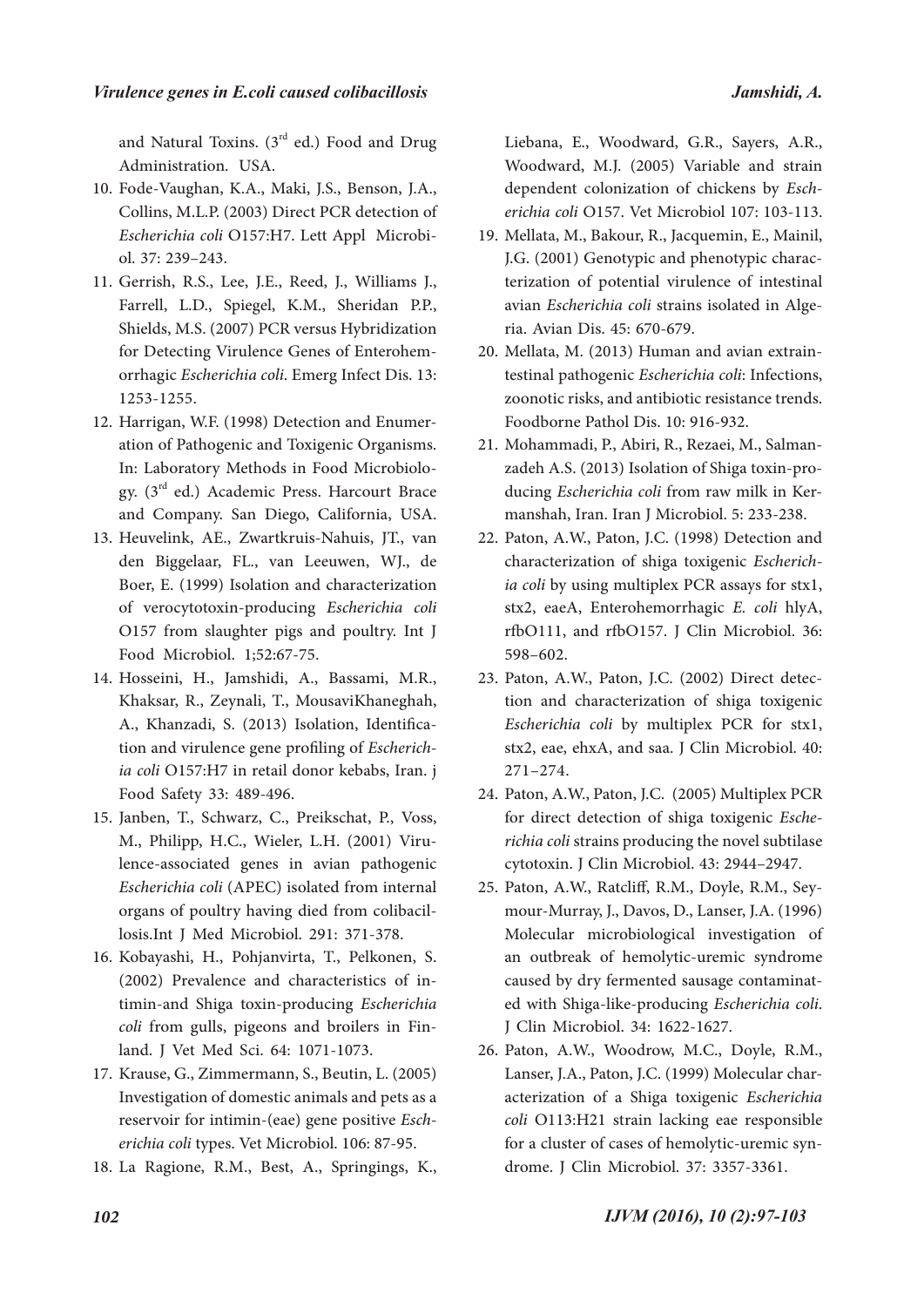and Natural Toxins. (3rd ed.) Food and Drug Administration. USA.

10. Fode-Vaughan, K.A., Maki, J.S., Benson, J.A., Collins, M.L.P. (2003) Direct PCR detection of *Escherichia coli* O157:H7. Lett Appl Microbiol. 37: 239–243.
11. Gerrish, R.S., Lee, J.E., Reed, J., Williams J., Farrell, L.D., Spiegel, K.M., Sheridan P.P., Shields, M.S. (2007) PCR versus Hybridization for Detecting Virulence Genes of Enterohemorrhagic *Escherichia coli*. Emerg Infect Dis. 13: 1253-1255.
12. Harrigan, W.F. (1998) Detection and Enumeration of Pathogenic and Toxigenic Organisms. In: Laboratory Methods in Food Microbiology. (3rd ed.) Academic Press. Harcourt Brace and Company. San Diego, California, USA.
13. Heuvelink, AE., Zwartkruis-Nahuis, JT., van den Biggelaar, FL., van Leeuwen, WJ., de Boer, E. (1999) Isolation and characterization of verocytotoxin-producing *Escherichia coli* O157 from slaughter pigs and poultry. Int J Food Microbiol. 1;52:67-75.
14. Hosseini, H., Jamshidi, A., Bassami, M.R., Khaksar, R., Zeynali, T., MousaviKhaneghah, A., Khanzadi, S. (2013) Isolation, Identification and virulence gene profiling of *Escherichia coli* O157:H7 in retail donor kebabs, Iran. j Food Safety 33: 489-496.
15. Janben, T., Schwarz, C., Preikschat, P., Voss, M., Philipp, H.C., Wieler, L.H. (2001) Virulence-associated genes in avian pathogenic *Escherichia coli* (APEC) isolated from internal organs of poultry having died from colibacillosis.Int J Med Microbiol. 291: 371-378.
16. Kobayashi, H., Pohjanvirta, T., Pelkonen, S. (2002) Prevalence and characteristics of intimin-and Shiga toxin-producing *Escherichia coli* from gulls, pigeons and broilers in Finland. J Vet Med Sci. 64: 1071-1073.
17. Krause, G., Zimmermann, S., Beutin, L. (2005) Investigation of domestic animals and pets as a reservoir for intimin-(eae) gene positive *Escherichia coli* types. Vet Microbiol. 106: 87-95.
18. La Ragione, R.M., Best, A., Springings, K., Liebana, E., Woodward, G.R., Sayers, A.R., Woodward, M.J. (2005) Variable and strain dependent colonization of chickens by *Escherichia coli* O157. Vet Microbiol 107: 103-113.
19. Mellata, M., Bakour, R., Jacquemin, E., Mainil, J.G. (2001) Genotypic and phenotypic characterization of potential virulence of intestinal avian *Escherichia coli* strains isolated in Algeria. Avian Dis. 45: 670-679.
20. Mellata, M. (2013) Human and avian extraintestinal pathogenic *Escherichia coli*: Infections, zoonotic risks, and antibiotic resistance trends. Foodborne Pathol Dis. 10: 916-932.
21. Mohammadi, P., Abiri, R., Rezaei, M., Salmanzadeh A.S. (2013) Isolation of Shiga toxin-producing *Escherichia coli* from raw milk in Kermanshah, Iran. Iran J Microbiol. 5: 233-238.
22. Paton, A.W., Paton, J.C. (1998) Detection and characterization of shiga toxigenic *Escherichia coli* by using multiplex PCR assays for stx1, stx2, eaeA, Enterohemorrhagic *E. coli* hlyA, rfbO111, and rfbO157. J Clin Microbiol. 36: 598–602.
23. Paton, A.W., Paton, J.C. (2002) Direct detection and characterization of shiga toxigenic *Escherichia coli* by multiplex PCR for stx1, stx2, eae, ehxA, and saa. J Clin Microbiol. 40: 271–274.
24. Paton, A.W., Paton, J.C. (2005) Multiplex PCR for direct detection of shiga toxigenic *Escherichia coli* strains producing the novel subtilase cytotoxin. J Clin Microbiol. 43: 2944–2947.
25. Paton, A.W., Ratcliff, R.M., Doyle, R.M., Seymour-Murray, J., Davos, D., Lanser, J.A. (1996) Molecular microbiological investigation of an outbreak of hemolytic-uremic syndrome caused by dry fermented sausage contaminated with Shiga-like-producing *Escherichia coli*. J Clin Microbiol. 34: 1622-1627.
26. Paton, A.W., Woodrow, M.C., Doyle, R.M., Lanser, J.A., Paton, J.C. (1999) Molecular characterization of a Shiga toxigenic *Escherichia coli* O113:H21 strain lacking eae responsible for a cluster of cases of hemolytic-uremic syndrome. J Clin Microbiol. 37: 3357-3361.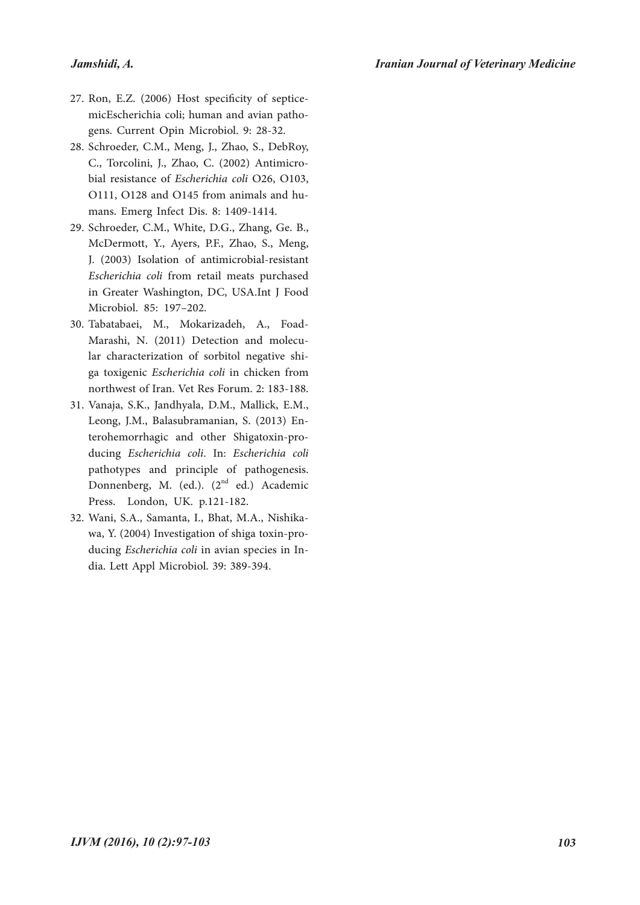27. Ron, E.Z. (2006) Host specificity of septicemicEscherichia coli; human and avian pathogens. Current Opin Microbiol. 9: 28-32.
28. Schroeder, C.M., Meng, J., Zhao, S., DebRoy, C., Torcolini, J., Zhao, C. (2002) Antimicrobial resistance of *Escherichia coli* O26, O103, O111, O128 and O145 from animals and humans. Emerg Infect Dis. 8: 1409-1414.
29. Schroeder, C.M., White, D.G., Zhang, Ge. B., McDermott, Y., Ayers, P.F., Zhao, S., Meng, J. (2003) Isolation of antimicrobial-resistant *Escherichia coli* from retail meats purchased in Greater Washington, DC, USA.Int J Food Microbiol. 85: 197–202.
30. Tabatabaei, M., Mokarizadeh, A., Foad-Marashi, N. (2011) Detection and molecular characterization of sorbitol negative shiga toxigenic *Escherichia coli* in chicken from northwest of Iran. Vet Res Forum. 2: 183-188.
31. Vanaja, S.K., Jandhyala, D.M., Mallick, E.M., Leong, J.M., Balasubramanian, S. (2013) Enterohemorrhagic and other Shigatoxin-producing *Escherichia coli*. In: *Escherichia coli* pathotypes and principle of pathogenesis. Donnenberg, M. (ed.). (2nd ed.) Academic Press. London, UK. p.121-182.
32. Wani, S.A., Samanta, I., Bhat, M.A., Nishikawa, Y. (2004) Investigation of shiga toxin-producing *Escherichia coli* in avian species in India. Lett Appl Microbiol. 39: 389-394.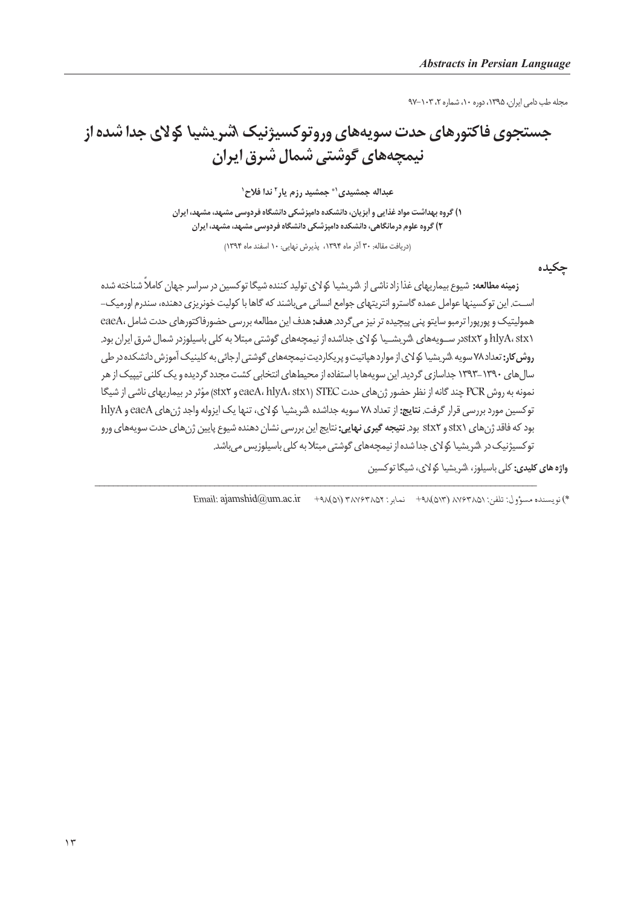# جستجوی فاکتورهای حدت سویه‌های وروتوکسیژنیک اشریشیا کولای جدا شده از نیمچه‌های گوشتی شمال شرق ایران

**عبداله جمشیدی[1]* جمشید رزم یار[2] ندا فلاح[1]**

**۱) گروه بهداشت مواد غذایی و آبزیان، دانشکده دامپزشکی دانشگاه فردوسی مشهد، مشهد، ایران**
**۲) گروه علوم درمانگاهی، دانشکده دامپزشکی دانشگاه فردوسی مشهد، مشهد، ایران**

(دریافت مقاله: ۳۰ آذر ماه ۱۳۹۴، پذیرش نهایی: ۱۰ اسفند ماه ۱۳۹۴)

## چکیده

**زمینه مطالعه:** شیوع بیماریهای غذا زاد ناشی از اشریشیا کولای تولید کننده شیگا توکسین در سراسر جهان کاملاً شناخته شده است. این توکسینها عوامل عمده گاسترو انتریتهای جوامع انسانی می‌باشند که گاها با کولیت خونریزی دهنده، سندرم اورمیک- همولیتیک و پورپورا ترمبو سایتو پنی پیچیده تر نیز می‌گردد. **هدف:** هدف این مطالعه بررسی حضورفاکتورهای حدت شامل eaeA، hlyA، stx1 و stx2در سویه‌های اشریشیا کولای جداشده از نیمچه‌های گوشتی مبتلا به کلی باسیلوزدر شمال شرق ایران بود. **روش کار:** تعداد ۷۸ سویه اشریشیا کولای از موارد هپاتیت و پریکاردیت نیمچه‌های گوشتی ارجاعی به کلینیک آموزش دانشکده در طی سال‌های ۱۳۹۰-۱۳۹۳ جداسازی گردید. این سویه‌ها با استفاده از محیط‌های انتخابی کشت مجدد گردیده و یک کلنی تیپیک از هر نمونه به روش PCR چند گانه از نظر حضور ژن‌های حدت STEC (eaeA، hlyA، stx1 و stx2) مؤثر در بیماریهای ناشی از شیگا توکسین مورد بررسی قرار گرفت. **نتایج:** از تعداد ۷۸ سویه جداشده اشریشیا کولای، تنها یک ایزوله واجد ژن‌های eaeA و hlyA بود که فاقد ژن‌های stx1 و stx2 بود. **نتیجه گیری نهایی:** نتایج این بررسی نشان دهنده شیوع پایین ژن‌های حدت سویه‌های ورو توکسیژنیک در اشریشیا کولای جدا شده از نیمچه‌های گوشتی مبتلا به کلی باسیلوزیس می‌باشد.

**واژه های کلیدی:** کلی باسیلوز، اشریشیا کولای، شیگا توکسین

---

*) نویسنده مسؤول: تلفن: ۸۷۶۳۸۵۱ (۵۱۳)۹۸+ نمابر: ۳۸۷۶۳۸۵۲ (۵۱)۹۸+ Email: ajamshid@um.ac.ir